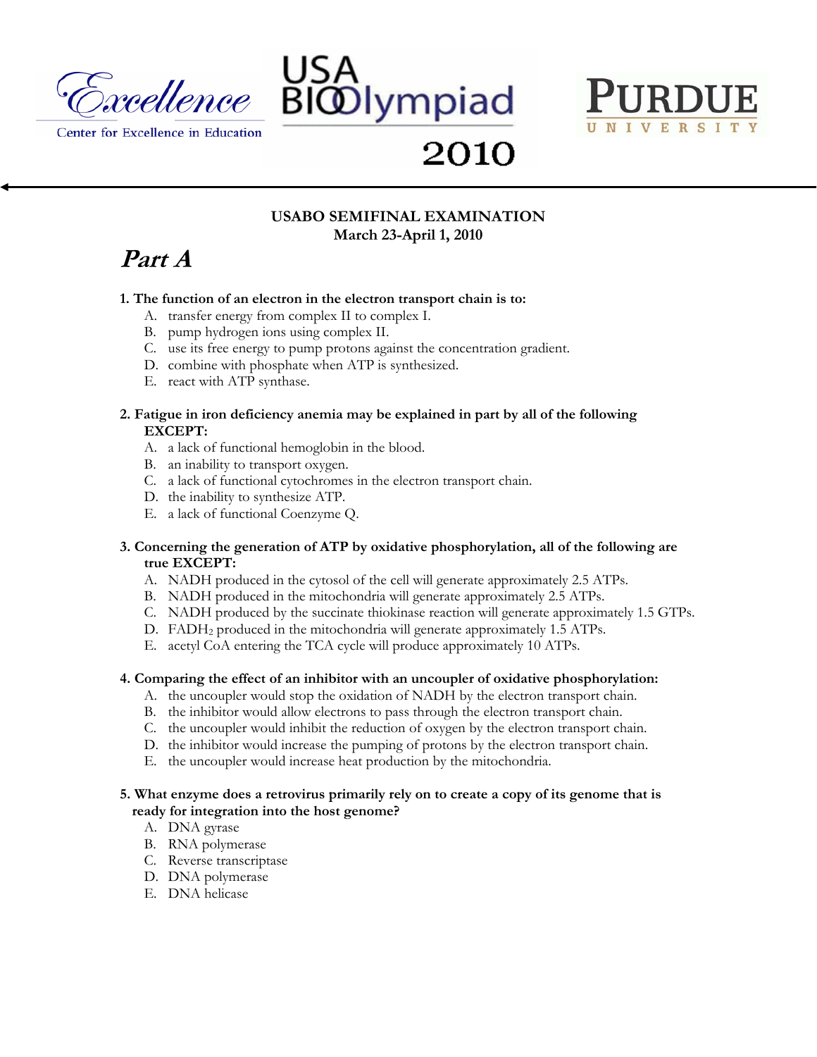Excellence
Center for Excellence in Education

USA BIOlympiad 2010

PURDUE UNIVERSITY

**USABO SEMIFINAL EXAMINATION**
**March 23-April 1, 2010**

# *Part A*

**1. The function of an electron in the electron transport chain is to:**

A. transfer energy from complex II to complex I.
B. pump hydrogen ions using complex II.
C. use its free energy to pump protons against the concentration gradient.
D. combine with phosphate when ATP is synthesized.
E. react with ATP synthase.

**2. Fatigue in iron deficiency anemia may be explained in part by all of the following EXCEPT:**

A. a lack of functional hemoglobin in the blood.
B. an inability to transport oxygen.
C. a lack of functional cytochromes in the electron transport chain.
D. the inability to synthesize ATP.
E. a lack of functional Coenzyme Q.

**3. Concerning the generation of ATP by oxidative phosphorylation, all of the following are true EXCEPT:**

A. NADH produced in the cytosol of the cell will generate approximately 2.5 ATPs.
B. NADH produced in the mitochondria will generate approximately 2.5 ATPs.
C. NADH produced by the succinate thiokinase reaction will generate approximately 1.5 GTPs.
D. $FADH_2$ produced in the mitochondria will generate approximately 1.5 ATPs.
E. acetyl CoA entering the TCA cycle will produce approximately 10 ATPs.

**4. Comparing the effect of an inhibitor with an uncoupler of oxidative phosphorylation:**

A. the uncoupler would stop the oxidation of NADH by the electron transport chain.
B. the inhibitor would allow electrons to pass through the electron transport chain.
C. the uncoupler would inhibit the reduction of oxygen by the electron transport chain.
D. the inhibitor would increase the pumping of protons by the electron transport chain.
E. the uncoupler would increase heat production by the mitochondria.

**5. What enzyme does a retrovirus primarily rely on to create a copy of its genome that is ready for integration into the host genome?**

A. DNA gyrase
B. RNA polymerase
C. Reverse transcriptase
D. DNA polymerase
E. DNA helicase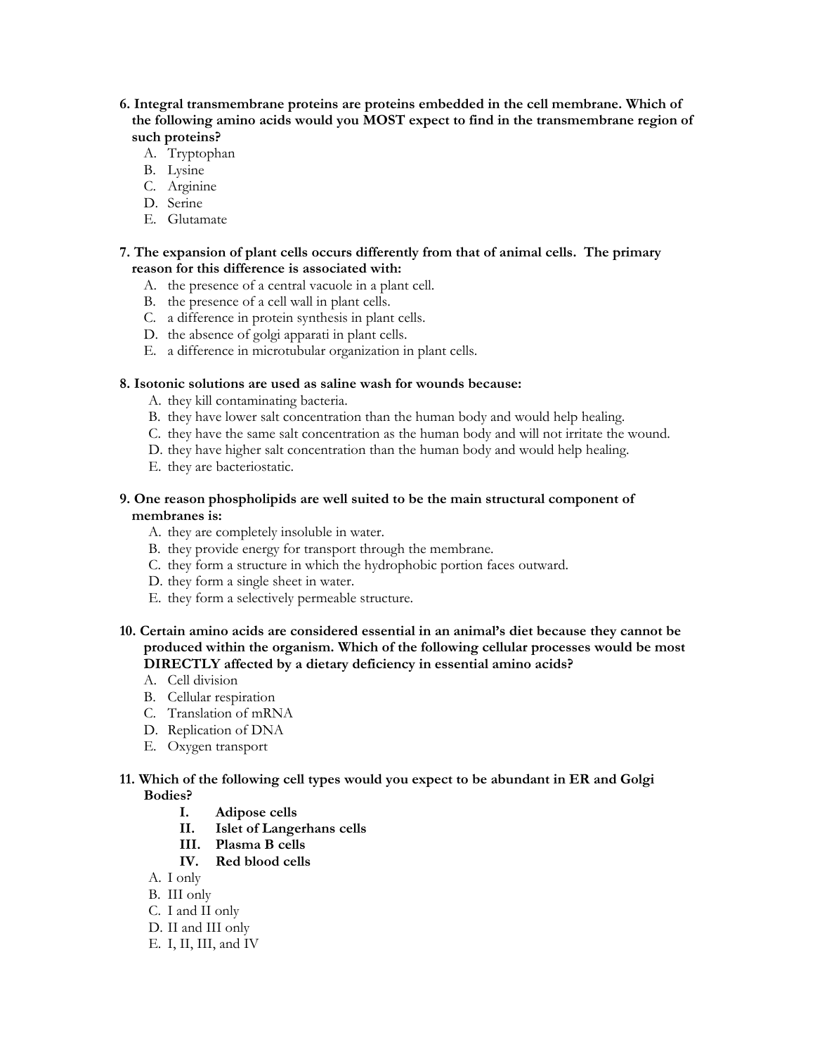**6. Integral transmembrane proteins are proteins embedded in the cell membrane. Which of the following amino acids would you MOST expect to find in the transmembrane region of such proteins?**

A. Tryptophan
B. Lysine
C. Arginine
D. Serine
E. Glutamate

**7. The expansion of plant cells occurs differently from that of animal cells. The primary reason for this difference is associated with:**

A. the presence of a central vacuole in a plant cell.
B. the presence of a cell wall in plant cells.
C. a difference in protein synthesis in plant cells.
D. the absence of golgi apparati in plant cells.
E. a difference in microtubular organization in plant cells.

**8. Isotonic solutions are used as saline wash for wounds because:**

A. they kill contaminating bacteria.
B. they have lower salt concentration than the human body and would help healing.
C. they have the same salt concentration as the human body and will not irritate the wound.
D. they have higher salt concentration than the human body and would help healing.
E. they are bacteriostatic.

**9. One reason phospholipids are well suited to be the main structural component of membranes is:**

A. they are completely insoluble in water.
B. they provide energy for transport through the membrane.
C. they form a structure in which the hydrophobic portion faces outward.
D. they form a single sheet in water.
E. they form a selectively permeable structure.

**10. Certain amino acids are considered essential in an animal's diet because they cannot be produced within the organism. Which of the following cellular processes would be most DIRECTLY affected by a dietary deficiency in essential amino acids?**

A. Cell division
B. Cellular respiration
C. Translation of mRNA
D. Replication of DNA
E. Oxygen transport

**11. Which of the following cell types would you expect to be abundant in ER and Golgi Bodies?**

**I. Adipose cells**
**II. Islet of Langerhans cells**
**III. Plasma B cells**
**IV. Red blood cells**

A. I only
B. III only
C. I and II only
D. II and III only
E. I, II, III, and IV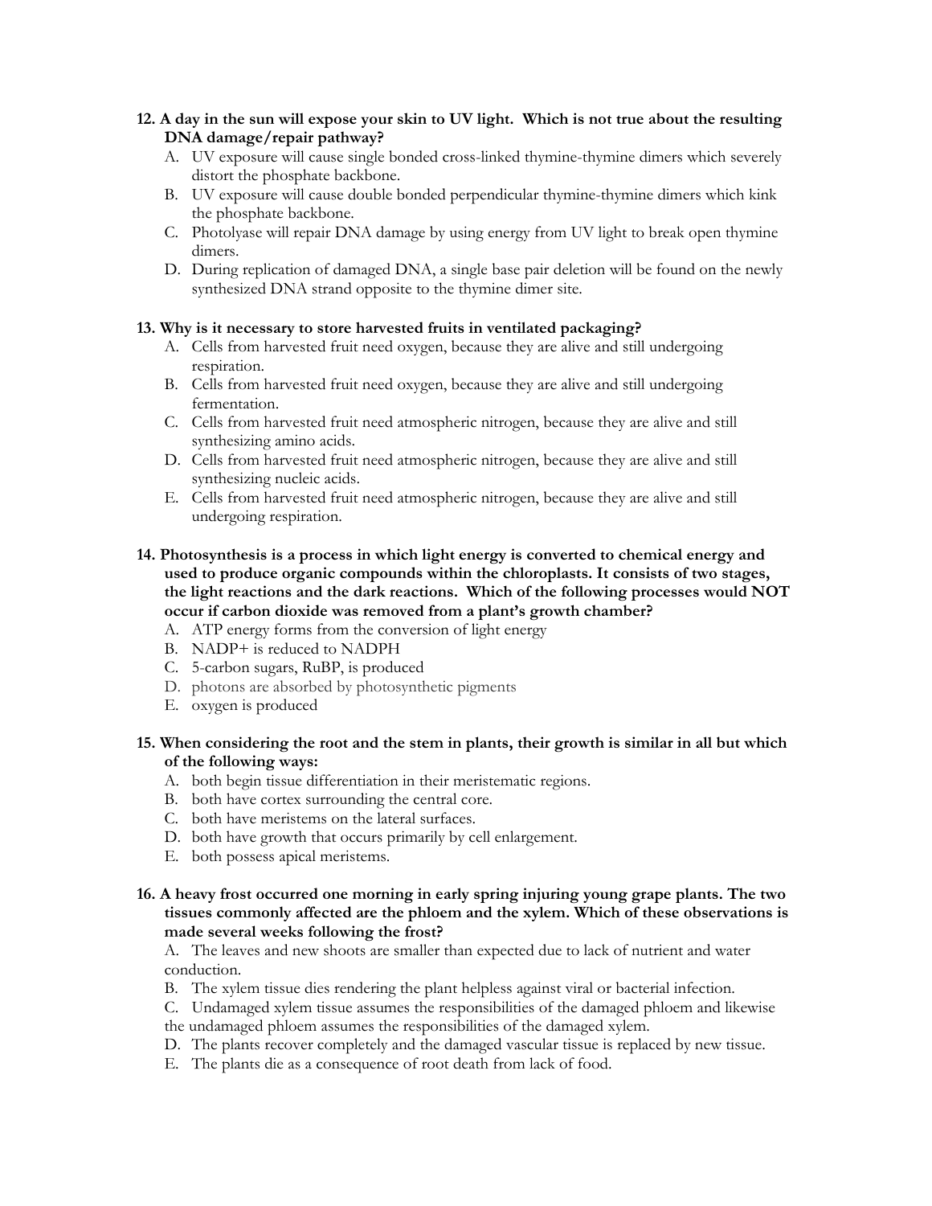**12. A day in the sun will expose your skin to UV light. Which is not true about the resulting DNA damage/repair pathway?**

A. UV exposure will cause single bonded cross-linked thymine-thymine dimers which severely distort the phosphate backbone.
B. UV exposure will cause double bonded perpendicular thymine-thymine dimers which kink the phosphate backbone.
C. Photolyase will repair DNA damage by using energy from UV light to break open thymine dimers.
D. During replication of damaged DNA, a single base pair deletion will be found on the newly synthesized DNA strand opposite to the thymine dimer site.

**13. Why is it necessary to store harvested fruits in ventilated packaging?**

A. Cells from harvested fruit need oxygen, because they are alive and still undergoing respiration.
B. Cells from harvested fruit need oxygen, because they are alive and still undergoing fermentation.
C. Cells from harvested fruit need atmospheric nitrogen, because they are alive and still synthesizing amino acids.
D. Cells from harvested fruit need atmospheric nitrogen, because they are alive and still synthesizing nucleic acids.
E. Cells from harvested fruit need atmospheric nitrogen, because they are alive and still undergoing respiration.

**14. Photosynthesis is a process in which light energy is converted to chemical energy and used to produce organic compounds within the chloroplasts. It consists of two stages, the light reactions and the dark reactions. Which of the following processes would NOT occur if carbon dioxide was removed from a plant's growth chamber?**

A. ATP energy forms from the conversion of light energy
B. NADP+ is reduced to NADPH
C. 5-carbon sugars, RuBP, is produced
D. photons are absorbed by photosynthetic pigments
E. oxygen is produced

**15. When considering the root and the stem in plants, their growth is similar in all but which of the following ways:**

A. both begin tissue differentiation in their meristematic regions.
B. both have cortex surrounding the central core.
C. both have meristems on the lateral surfaces.
D. both have growth that occurs primarily by cell enlargement.
E. both possess apical meristems.

**16. A heavy frost occurred one morning in early spring injuring young grape plants. The two tissues commonly affected are the phloem and the xylem. Which of these observations is made several weeks following the frost?**

A. The leaves and new shoots are smaller than expected due to lack of nutrient and water conduction.
B. The xylem tissue dies rendering the plant helpless against viral or bacterial infection.
C. Undamaged xylem tissue assumes the responsibilities of the damaged phloem and likewise the undamaged phloem assumes the responsibilities of the damaged xylem.
D. The plants recover completely and the damaged vascular tissue is replaced by new tissue.
E. The plants die as a consequence of root death from lack of food.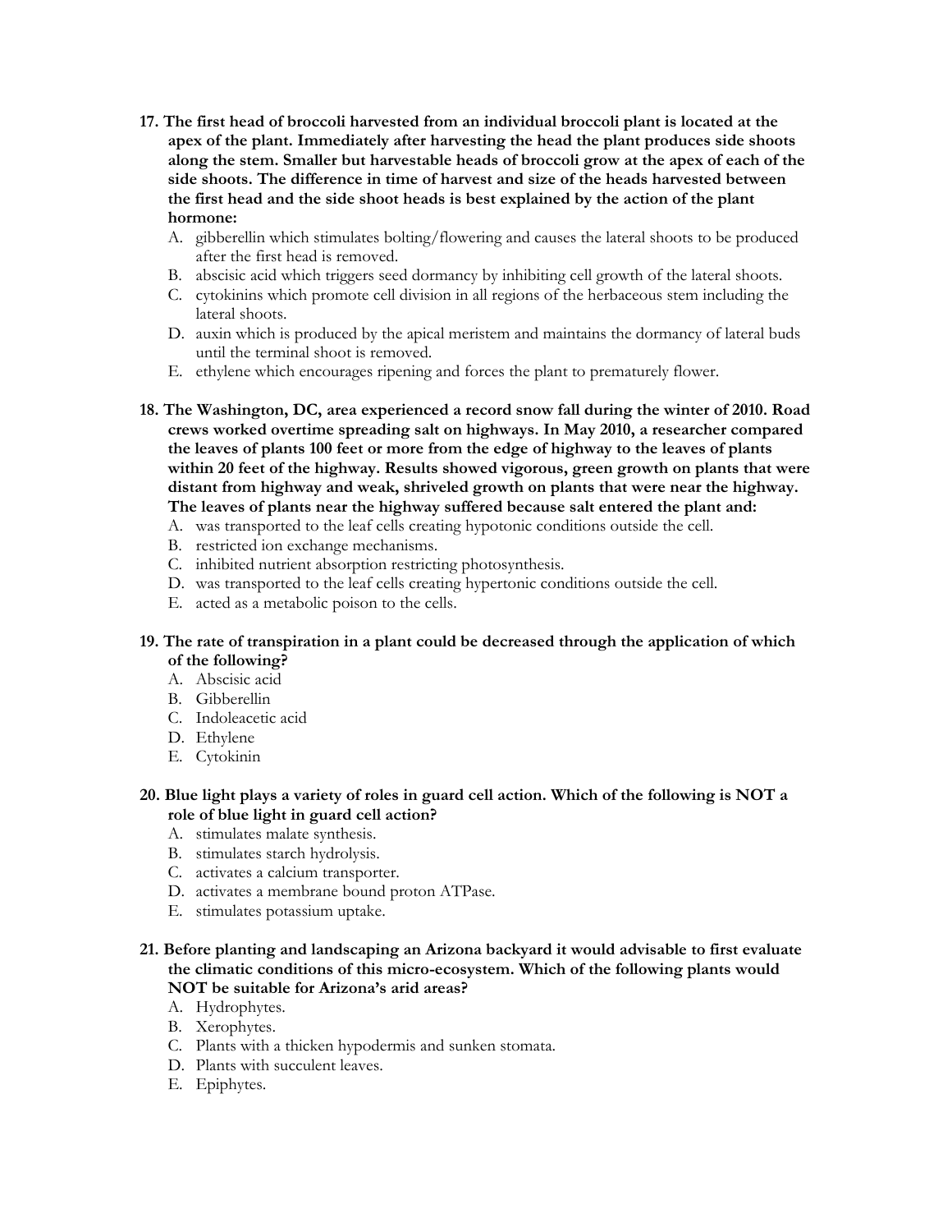**17. The first head of broccoli harvested from an individual broccoli plant is located at the apex of the plant. Immediately after harvesting the head the plant produces side shoots along the stem. Smaller but harvestable heads of broccoli grow at the apex of each of the side shoots. The difference in time of harvest and size of the heads harvested between the first head and the side shoot heads is best explained by the action of the plant hormone:**

A. gibberellin which stimulates bolting/flowering and causes the lateral shoots to be produced after the first head is removed.
B. abscisic acid which triggers seed dormancy by inhibiting cell growth of the lateral shoots.
C. cytokinins which promote cell division in all regions of the herbaceous stem including the lateral shoots.
D. auxin which is produced by the apical meristem and maintains the dormancy of lateral buds until the terminal shoot is removed.
E. ethylene which encourages ripening and forces the plant to prematurely flower.

**18. The Washington, DC, area experienced a record snow fall during the winter of 2010. Road crews worked overtime spreading salt on highways. In May 2010, a researcher compared the leaves of plants 100 feet or more from the edge of highway to the leaves of plants within 20 feet of the highway. Results showed vigorous, green growth on plants that were distant from highway and weak, shriveled growth on plants that were near the highway. The leaves of plants near the highway suffered because salt entered the plant and:**

A. was transported to the leaf cells creating hypotonic conditions outside the cell.
B. restricted ion exchange mechanisms.
C. inhibited nutrient absorption restricting photosynthesis.
D. was transported to the leaf cells creating hypertonic conditions outside the cell.
E. acted as a metabolic poison to the cells.

**19. The rate of transpiration in a plant could be decreased through the application of which of the following?**

A. Abscisic acid
B. Gibberellin
C. Indoleacetic acid
D. Ethylene
E. Cytokinin

**20. Blue light plays a variety of roles in guard cell action. Which of the following is NOT a role of blue light in guard cell action?**

A. stimulates malate synthesis.
B. stimulates starch hydrolysis.
C. activates a calcium transporter.
D. activates a membrane bound proton ATPase.
E. stimulates potassium uptake.

**21. Before planting and landscaping an Arizona backyard it would advisable to first evaluate the climatic conditions of this micro-ecosystem. Which of the following plants would NOT be suitable for Arizona's arid areas?**

A. Hydrophytes.
B. Xerophytes.
C. Plants with a thicken hypodermis and sunken stomata.
D. Plants with succulent leaves.
E. Epiphytes.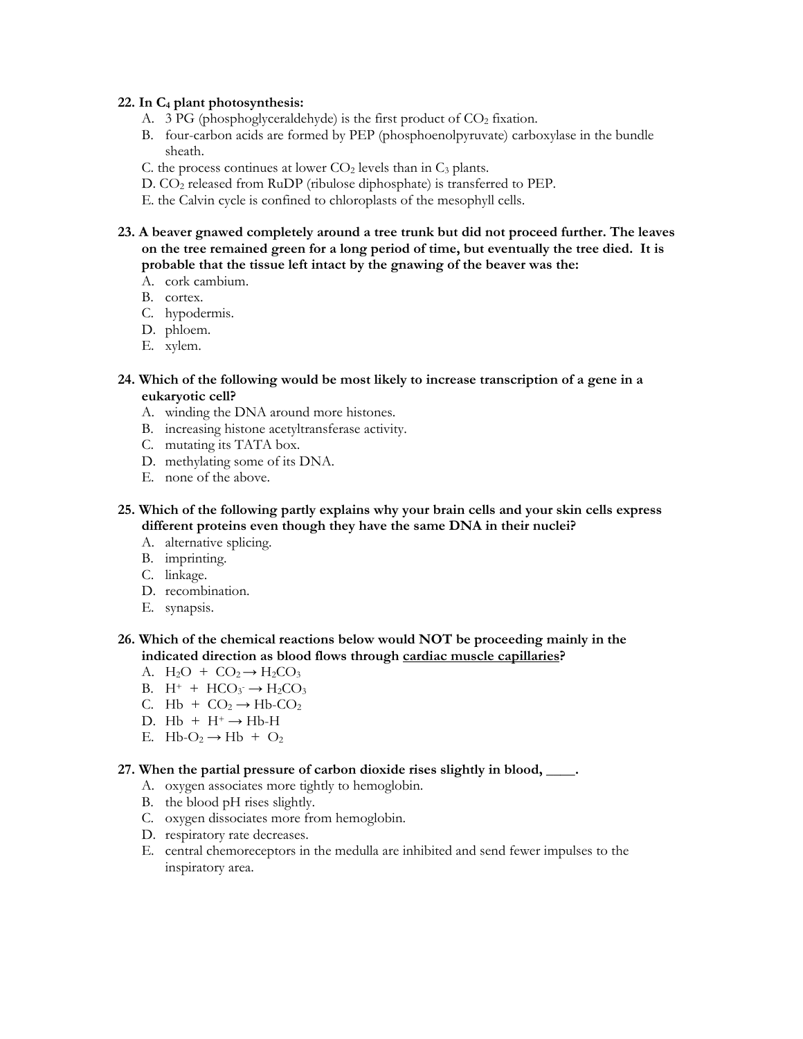**22. In $C_4$ plant photosynthesis:**

A. 3 PG (phosphoglyceraldehyde) is the first product of $CO_2$ fixation.
B. four-carbon acids are formed by PEP (phosphoenolpyruvate) carboxylase in the bundle sheath.
C. the process continues at lower $CO_2$ levels than in $C_3$ plants.
D. $CO_2$ released from RuDP (ribulose diphosphate) is transferred to PEP.
E. the Calvin cycle is confined to chloroplasts of the mesophyll cells.

**23. A beaver gnawed completely around a tree trunk but did not proceed further. The leaves on the tree remained green for a long period of time, but eventually the tree died. It is probable that the tissue left intact by the gnawing of the beaver was the:**

A. cork cambium.
B. cortex.
C. hypodermis.
D. phloem.
E. xylem.

**24. Which of the following would be most likely to increase transcription of a gene in a eukaryotic cell?**

A. winding the DNA around more histones.
B. increasing histone acetyltransferase activity.
C. mutating its TATA box.
D. methylating some of its DNA.
E. none of the above.

**25. Which of the following partly explains why your brain cells and your skin cells express different proteins even though they have the same DNA in their nuclei?**

A. alternative splicing.
B. imprinting.
C. linkage.
D. recombination.
E. synapsis.

**26. Which of the chemical reactions below would NOT be proceeding mainly in the indicated direction as blood flows through <u>cardiac muscle capillaries</u>?**

A. $H_2O + CO_2 \rightarrow H_2CO_3$
B. $H^+ + HCO_3^- \rightarrow H_2CO_3$
C. $Hb + CO_2 \rightarrow Hb\text{-}CO_2$
D. $Hb + H^+ \rightarrow Hb\text{-}H$
E. $Hb\text{-}O_2 \rightarrow Hb + O_2$

**27. When the partial pressure of carbon dioxide rises slightly in blood, \_\_\_\_.**

A. oxygen associates more tightly to hemoglobin.
B. the blood pH rises slightly.
C. oxygen dissociates more from hemoglobin.
D. respiratory rate decreases.
E. central chemoreceptors in the medulla are inhibited and send fewer impulses to the inspiratory area.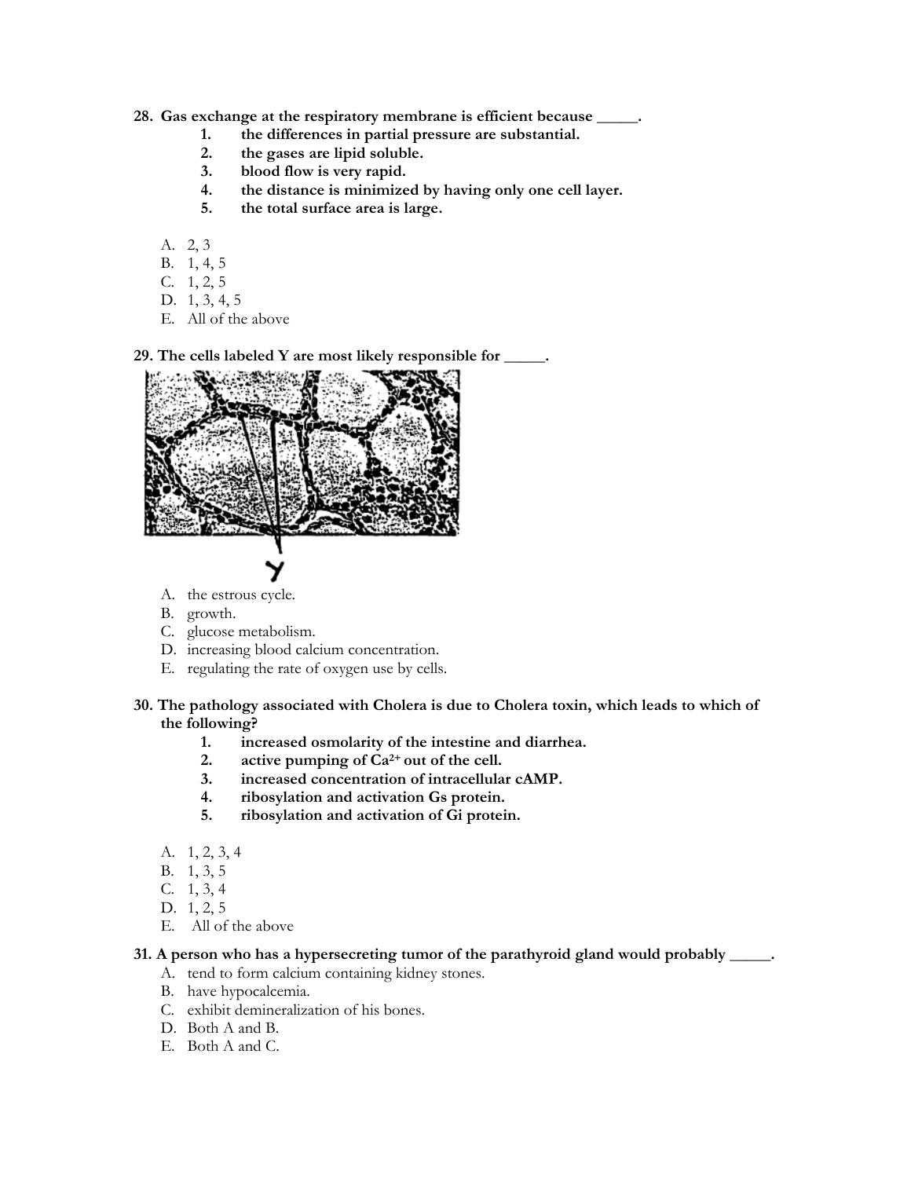**28. Gas exchange at the respiratory membrane is efficient because _____.**

1. **the differences in partial pressure are substantial.**
2. **the gases are lipid soluble.**
3. **blood flow is very rapid.**
4. **the distance is minimized by having only one cell layer.**
5. **the total surface area is large.**

A. 2, 3
B. 1, 4, 5
C. 1, 2, 5
D. 1, 3, 4, 5
E. All of the above

**29. The cells labeled Y are most likely responsible for _____.**

A. the estrous cycle.
B. growth.
C. glucose metabolism.
D. increasing blood calcium concentration.
E. regulating the rate of oxygen use by cells.

**30. The pathology associated with Cholera is due to Cholera toxin, which leads to which of the following?**

1. **increased osmolarity of the intestine and diarrhea.**
2. **active pumping of $Ca^{2+}$ out of the cell.**
3. **increased concentration of intracellular cAMP.**
4. **ribosylation and activation Gs protein.**
5. **ribosylation and activation of Gi protein.**

A. 1, 2, 3, 4
B. 1, 3, 5
C. 1, 3, 4
D. 1, 2, 5
E. All of the above

**31. A person who has a hypersecreting tumor of the parathyroid gland would probably _____.**

A. tend to form calcium containing kidney stones.
B. have hypocalcemia.
C. exhibit demineralization of his bones.
D. Both A and B.
E. Both A and C.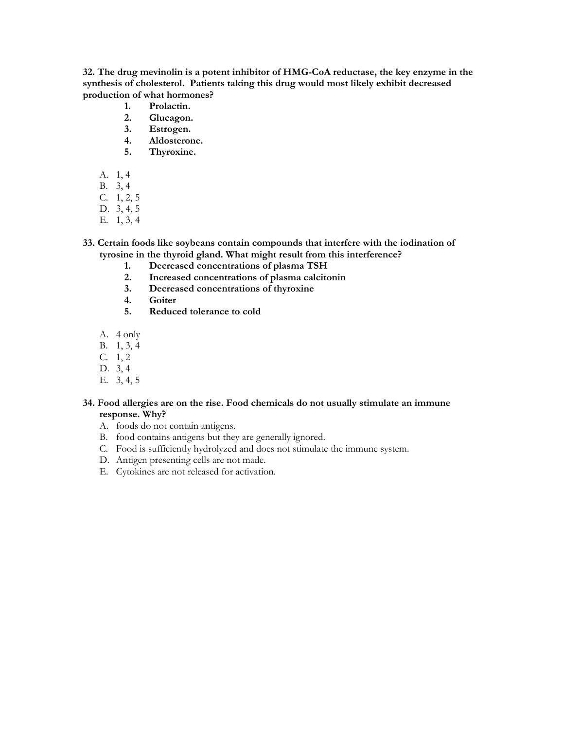**32. The drug mevinolin is a potent inhibitor of HMG-CoA reductase, the key enzyme in the synthesis of cholesterol. Patients taking this drug would most likely exhibit decreased production of what hormones?**

1. **Prolactin.**
2. **Glucagon.**
3. **Estrogen.**
4. **Aldosterone.**
5. **Thyroxine.**

A. 1, 4
B. 3, 4
C. 1, 2, 5
D. 3, 4, 5
E. 1, 3, 4

**33. Certain foods like soybeans contain compounds that interfere with the iodination of tyrosine in the thyroid gland. What might result from this interference?**

1. **Decreased concentrations of plasma TSH**
2. **Increased concentrations of plasma calcitonin**
3. **Decreased concentrations of thyroxine**
4. **Goiter**
5. **Reduced tolerance to cold**

A. 4 only
B. 1, 3, 4
C. 1, 2
D. 3, 4
E. 3, 4, 5

**34. Food allergies are on the rise. Food chemicals do not usually stimulate an immune response. Why?**

A. foods do not contain antigens.
B. food contains antigens but they are generally ignored.
C. Food is sufficiently hydrolyzed and does not stimulate the immune system.
D. Antigen presenting cells are not made.
E. Cytokines are not released for activation.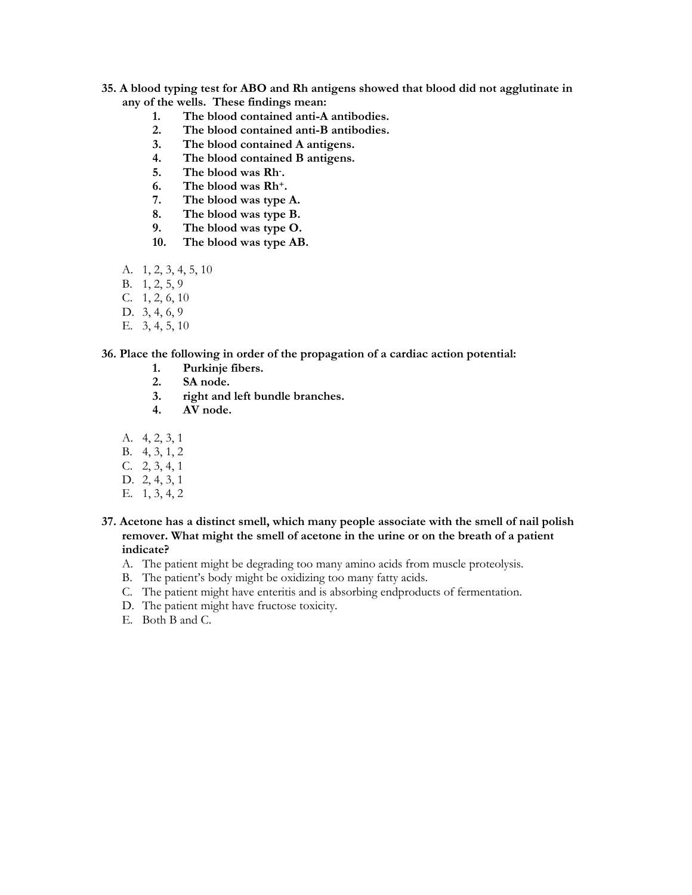**35. A blood typing test for ABO and Rh antigens showed that blood did not agglutinate in any of the wells. These findings mean:**

1. **The blood contained anti-A antibodies.**
2. **The blood contained anti-B antibodies.**
3. **The blood contained A antigens.**
4. **The blood contained B antigens.**
5. **The blood was $Rh^-$.**
6. **The blood was $Rh^+$.**
7. **The blood was type A.**
8. **The blood was type B.**
9. **The blood was type O.**
10. **The blood was type AB.**

A. 1, 2, 3, 4, 5, 10
B. 1, 2, 5, 9
C. 1, 2, 6, 10
D. 3, 4, 6, 9
E. 3, 4, 5, 10

**36. Place the following in order of the propagation of a cardiac action potential:**

1. **Purkinje fibers.**
2. **SA node.**
3. **right and left bundle branches.**
4. **AV node.**

A. 4, 2, 3, 1
B. 4, 3, 1, 2
C. 2, 3, 4, 1
D. 2, 4, 3, 1
E. 1, 3, 4, 2

**37. Acetone has a distinct smell, which many people associate with the smell of nail polish remover. What might the smell of acetone in the urine or on the breath of a patient indicate?**

A. The patient might be degrading too many amino acids from muscle proteolysis.
B. The patient's body might be oxidizing too many fatty acids.
C. The patient might have enteritis and is absorbing endproducts of fermentation.
D. The patient might have fructose toxicity.
E. Both B and C.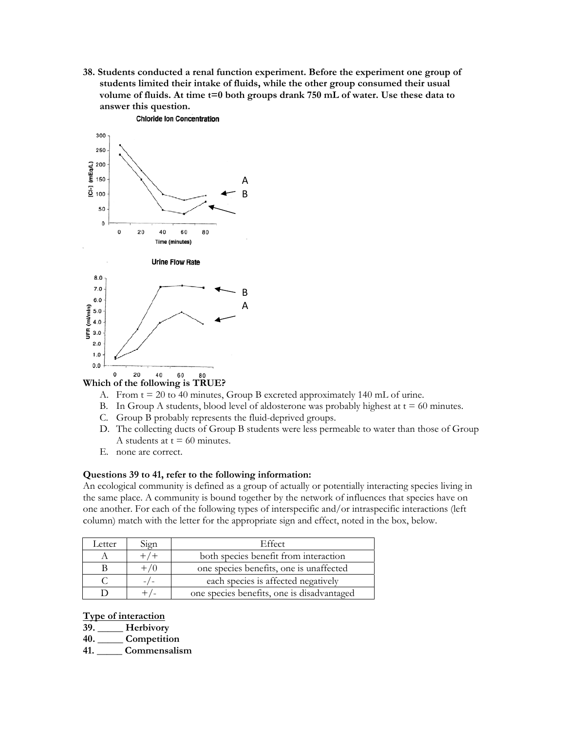**38. Students conducted a renal function experiment. Before the experiment one group of students limited their intake of fluids, while the other group consumed their usual volume of fluids. At time t=0 both groups drank 750 mL of water. Use these data to answer this question.**

Chloride Ion Concentration

Urine Flow Rate

**Which of the following is TRUE?**

A. From t = 20 to 40 minutes, Group B excreted approximately 140 mL of urine.
B. In Group A students, blood level of aldosterone was probably highest at t = 60 minutes.
C. Group B probably represents the fluid-deprived groups.
D. The collecting ducts of Group B students were less permeable to water than those of Group A students at t = 60 minutes.
E. none are correct.

**Questions 39 to 41, refer to the following information:**

An ecological community is defined as a group of actually or potentially interacting species living in the same place. A community is bound together by the network of influences that species have on one another. For each of the following types of interspecific and/or intraspecific interactions (left column) match with the letter for the appropriate sign and effect, noted in the box, below.

| Letter | Sign | Effect |
|---|---|---|
| A | +/+ | both species benefit from interaction |
| B | +/0 | one species benefits, one is unaffected |
| C | -/- | each species is affected negatively |
| D | +/- | one species benefits, one is disadvantaged |

**<u>Type of interaction</u>**

**39. _____ Herbivory**
**40. _____ Competition**
**41. _____ Commensalism**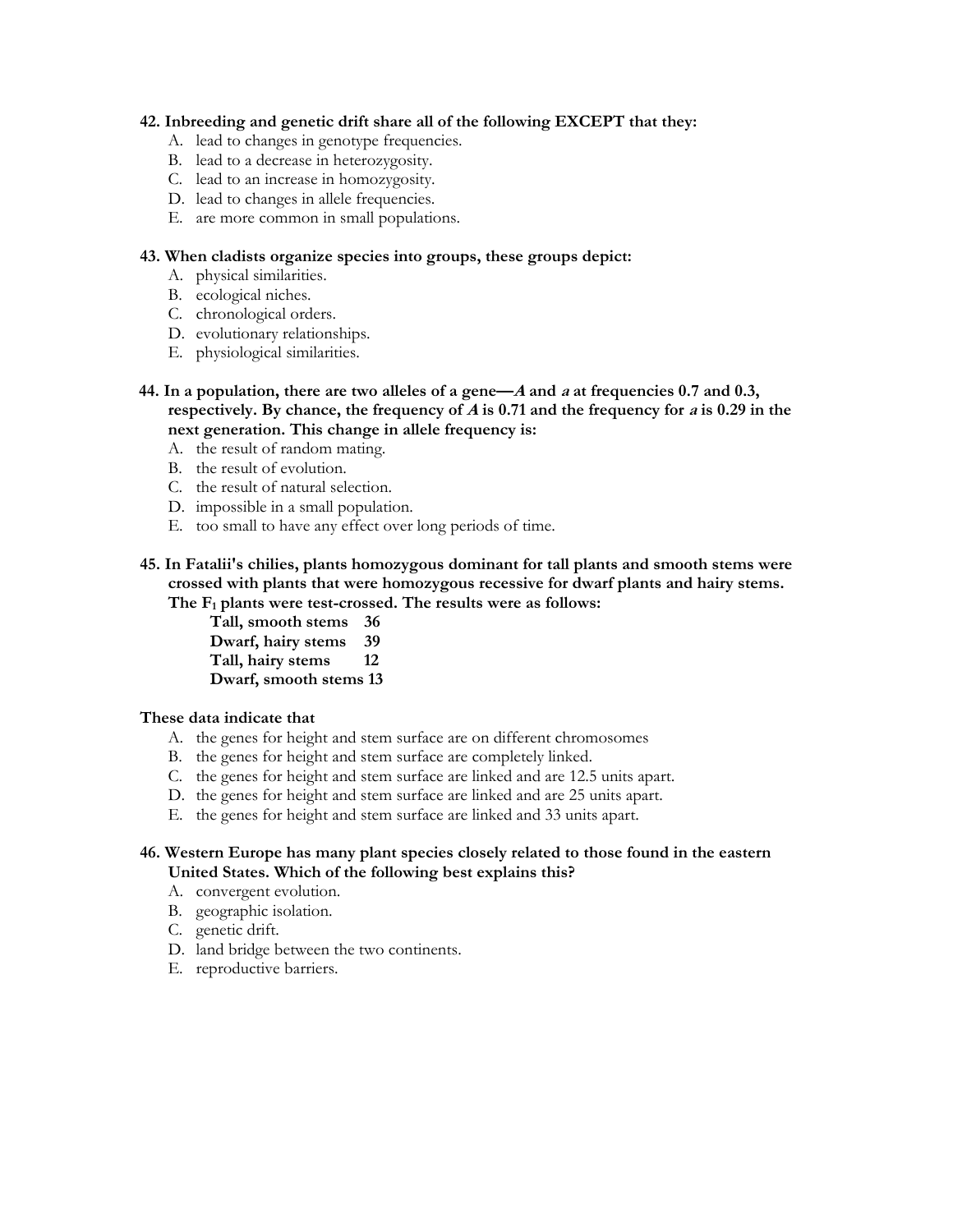**42. Inbreeding and genetic drift share all of the following EXCEPT that they:**

A. lead to changes in genotype frequencies.
B. lead to a decrease in heterozygosity.
C. lead to an increase in homozygosity.
D. lead to changes in allele frequencies.
E. are more common in small populations.

**43. When cladists organize species into groups, these groups depict:**

A. physical similarities.
B. ecological niches.
C. chronological orders.
D. evolutionary relationships.
E. physiological similarities.

**44. In a population, there are two alleles of a gene—*A* and *a* at frequencies 0.7 and 0.3, respectively. By chance, the frequency of *A* is 0.71 and the frequency for *a* is 0.29 in the next generation. This change in allele frequency is:**

A. the result of random mating.
B. the result of evolution.
C. the result of natural selection.
D. impossible in a small population.
E. too small to have any effect over long periods of time.

**45. In Fatalii's chilies, plants homozygous dominant for tall plants and smooth stems were crossed with plants that were homozygous recessive for dwarf plants and hairy stems. The $F_1$ plants were test-crossed. The results were as follows:**

**Tall, smooth stems 36**
**Dwarf, hairy stems 39**
**Tall, hairy stems 12**
**Dwarf, smooth stems 13**

**These data indicate that**

A. the genes for height and stem surface are on different chromosomes
B. the genes for height and stem surface are completely linked.
C. the genes for height and stem surface are linked and are 12.5 units apart.
D. the genes for height and stem surface are linked and are 25 units apart.
E. the genes for height and stem surface are linked and 33 units apart.

**46. Western Europe has many plant species closely related to those found in the eastern United States. Which of the following best explains this?**

A. convergent evolution.
B. geographic isolation.
C. genetic drift.
D. land bridge between the two continents.
E. reproductive barriers.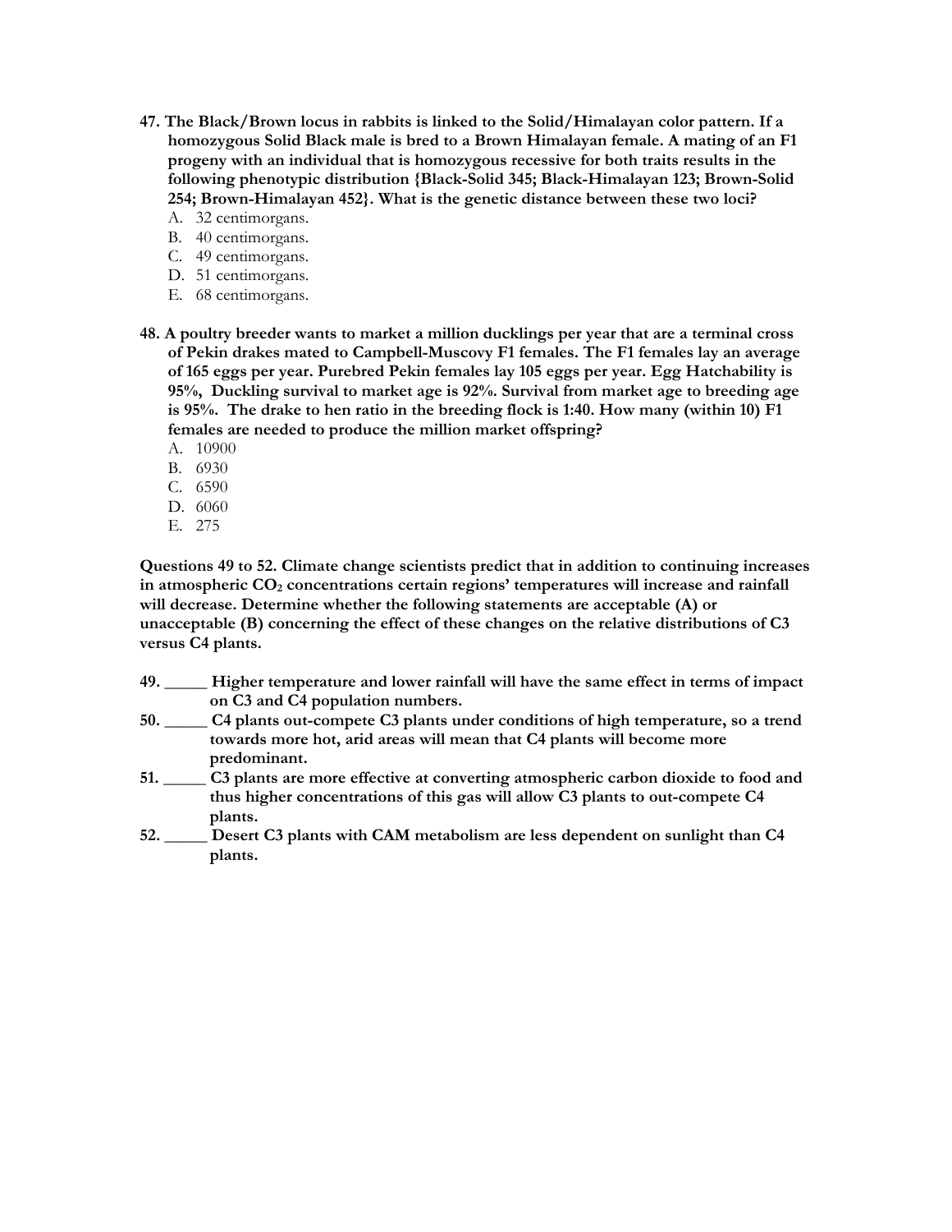**47. The Black/Brown locus in rabbits is linked to the Solid/Himalayan color pattern. If a homozygous Solid Black male is bred to a Brown Himalayan female. A mating of an F1 progeny with an individual that is homozygous recessive for both traits results in the following phenotypic distribution {Black-Solid 345; Black-Himalayan 123; Brown-Solid 254; Brown-Himalayan 452}. What is the genetic distance between these two loci?**

A. 32 centimorgans.
B. 40 centimorgans.
C. 49 centimorgans.
D. 51 centimorgans.
E. 68 centimorgans.

**48. A poultry breeder wants to market a million ducklings per year that are a terminal cross of Pekin drakes mated to Campbell-Muscovy F1 females. The F1 females lay an average of 165 eggs per year. Purebred Pekin females lay 105 eggs per year. Egg Hatchability is 95%, Duckling survival to market age is 92%. Survival from market age to breeding age is 95%. The drake to hen ratio in the breeding flock is 1:40. How many (within 10) F1 females are needed to produce the million market offspring?**

A. 10900
B. 6930
C. 6590
D. 6060
E. 275

**Questions 49 to 52. Climate change scientists predict that in addition to continuing increases in atmospheric $CO_2$ concentrations certain regions' temperatures will increase and rainfall will decrease. Determine whether the following statements are acceptable (A) or unacceptable (B) concerning the effect of these changes on the relative distributions of C3 versus C4 plants.**

**49. _____ Higher temperature and lower rainfall will have the same effect in terms of impact on C3 and C4 population numbers.**

**50. _____ C4 plants out-compete C3 plants under conditions of high temperature, so a trend towards more hot, arid areas will mean that C4 plants will become more predominant.**

**51. _____ C3 plants are more effective at converting atmospheric carbon dioxide to food and thus higher concentrations of this gas will allow C3 plants to out-compete C4 plants.**

**52. _____ Desert C3 plants with CAM metabolism are less dependent on sunlight than C4 plants.**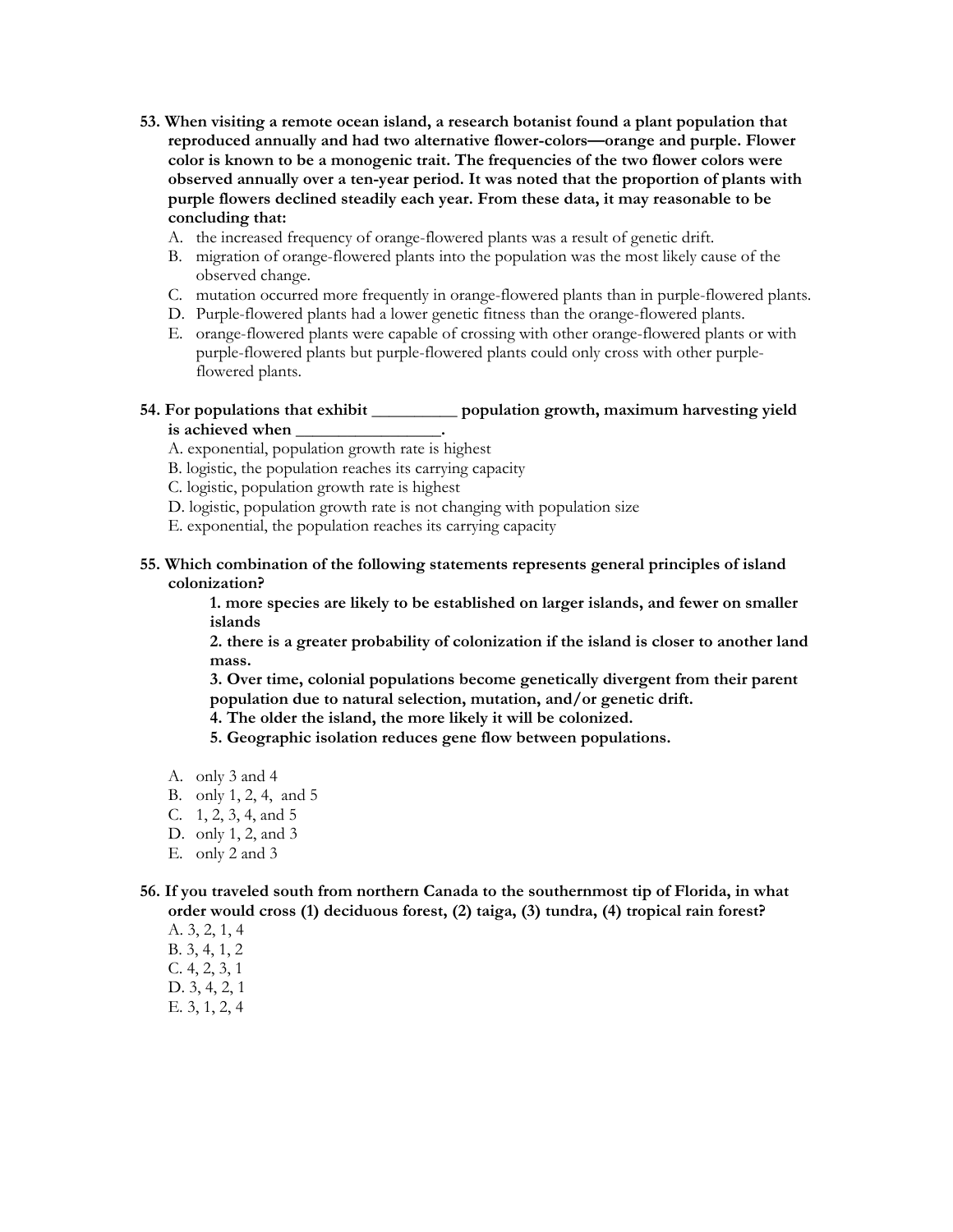**53. When visiting a remote ocean island, a research botanist found a plant population that reproduced annually and had two alternative flower-colors—orange and purple. Flower color is known to be a monogenic trait. The frequencies of the two flower colors were observed annually over a ten-year period. It was noted that the proportion of plants with purple flowers declined steadily each year. From these data, it may reasonable to be concluding that:**

A. the increased frequency of orange-flowered plants was a result of genetic drift.
B. migration of orange-flowered plants into the population was the most likely cause of the observed change.
C. mutation occurred more frequently in orange-flowered plants than in purple-flowered plants.
D. Purple-flowered plants had a lower genetic fitness than the orange-flowered plants.
E. orange-flowered plants were capable of crossing with other orange-flowered plants or with purple-flowered plants but purple-flowered plants could only cross with other purple-flowered plants.

**54. For populations that exhibit __________ population growth, maximum harvesting yield is achieved when _________________.**

A. exponential, population growth rate is highest
B. logistic, the population reaches its carrying capacity
C. logistic, population growth rate is highest
D. logistic, population growth rate is not changing with population size
E. exponential, the population reaches its carrying capacity

**55. Which combination of the following statements represents general principles of island colonization?**

**1. more species are likely to be established on larger islands, and fewer on smaller islands**
**2. there is a greater probability of colonization if the island is closer to another land mass.**
**3. Over time, colonial populations become genetically divergent from their parent population due to natural selection, mutation, and/or genetic drift.**
**4. The older the island, the more likely it will be colonized.**
**5. Geographic isolation reduces gene flow between populations.**

A. only 3 and 4
B. only 1, 2, 4, and 5
C. 1, 2, 3, 4, and 5
D. only 1, 2, and 3
E. only 2 and 3

**56. If you traveled south from northern Canada to the southernmost tip of Florida, in what order would cross (1) deciduous forest, (2) taiga, (3) tundra, (4) tropical rain forest?**

A. 3, 2, 1, 4
B. 3, 4, 1, 2
C. 4, 2, 3, 1
D. 3, 4, 2, 1
E. 3, 1, 2, 4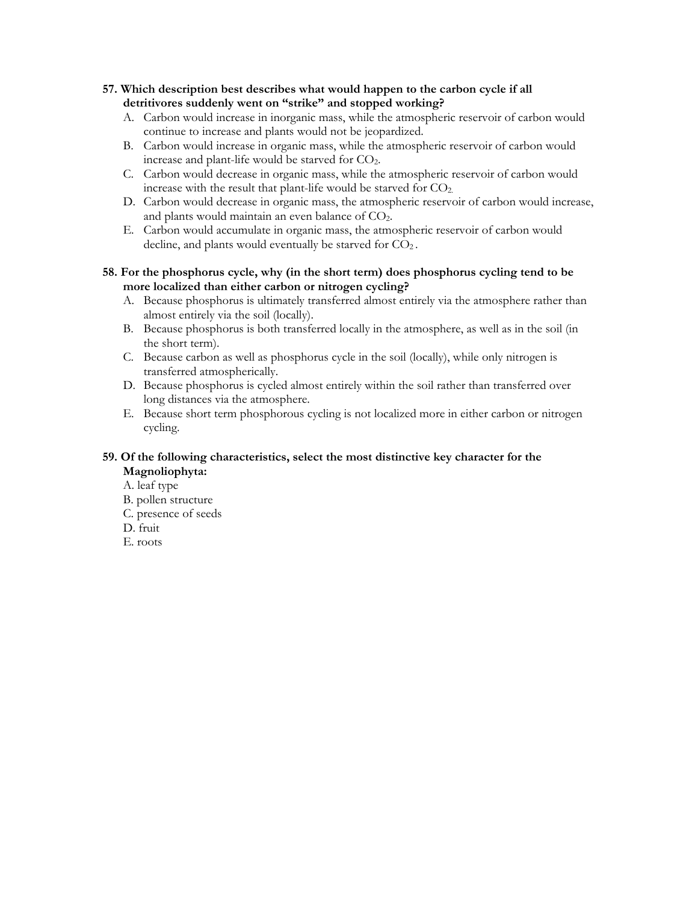**57. Which description best describes what would happen to the carbon cycle if all detritivores suddenly went on "strike" and stopped working?**

A. Carbon would increase in inorganic mass, while the atmospheric reservoir of carbon would continue to increase and plants would not be jeopardized.
B. Carbon would increase in organic mass, while the atmospheric reservoir of carbon would increase and plant-life would be starved for $CO_2$.
C. Carbon would decrease in organic mass, while the atmospheric reservoir of carbon would increase with the result that plant-life would be starved for $CO_2$.
D. Carbon would decrease in organic mass, the atmospheric reservoir of carbon would increase, and plants would maintain an even balance of $CO_2$.
E. Carbon would accumulate in organic mass, the atmospheric reservoir of carbon would decline, and plants would eventually be starved for $CO_2$.

**58. For the phosphorus cycle, why (in the short term) does phosphorus cycling tend to be more localized than either carbon or nitrogen cycling?**

A. Because phosphorus is ultimately transferred almost entirely via the atmosphere rather than almost entirely via the soil (locally).
B. Because phosphorus is both transferred locally in the atmosphere, as well as in the soil (in the short term).
C. Because carbon as well as phosphorus cycle in the soil (locally), while only nitrogen is transferred atmospherically.
D. Because phosphorus is cycled almost entirely within the soil rather than transferred over long distances via the atmosphere.
E. Because short term phosphorous cycling is not localized more in either carbon or nitrogen cycling.

**59. Of the following characteristics, select the most distinctive key character for the Magnoliophyta:**

A. leaf type
B. pollen structure
C. presence of seeds
D. fruit
E. roots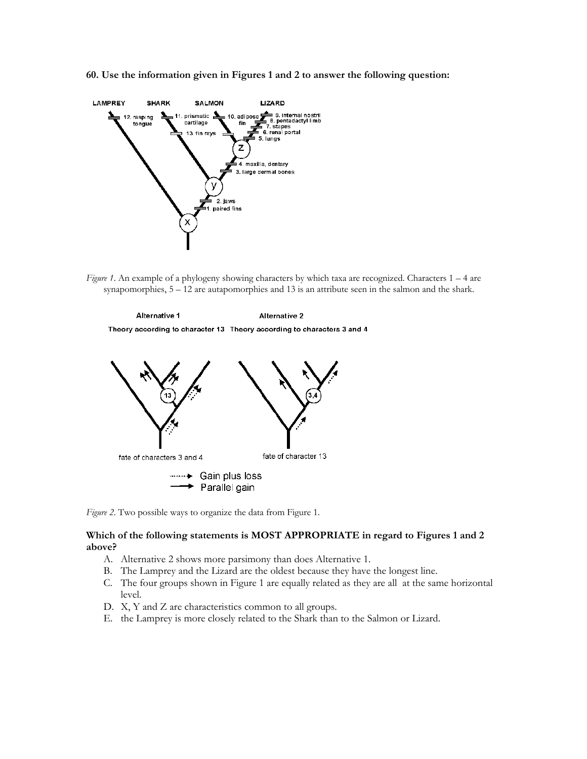**60. Use the information given in Figures 1 and 2 to answer the following question:**

*Figure 1*. An example of a phylogeny showing characters by which taxa are recognized. Characters 1 – 4 are synapomorphies, 5 – 12 are autapomorphies and 13 is an attribute seen in the salmon and the shark.

*Figure 2*. Two possible ways to organize the data from Figure 1.

**Which of the following statements is MOST APPROPRIATE in regard to Figures 1 and 2 above?**

A. Alternative 2 shows more parsimony than does Alternative 1.
B. The Lamprey and the Lizard are the oldest because they have the longest line.
C. The four groups shown in Figure 1 are equally related as they are all at the same horizontal level.
D. X, Y and Z are characteristics common to all groups.
E. the Lamprey is more closely related to the Shark than to the Salmon or Lizard.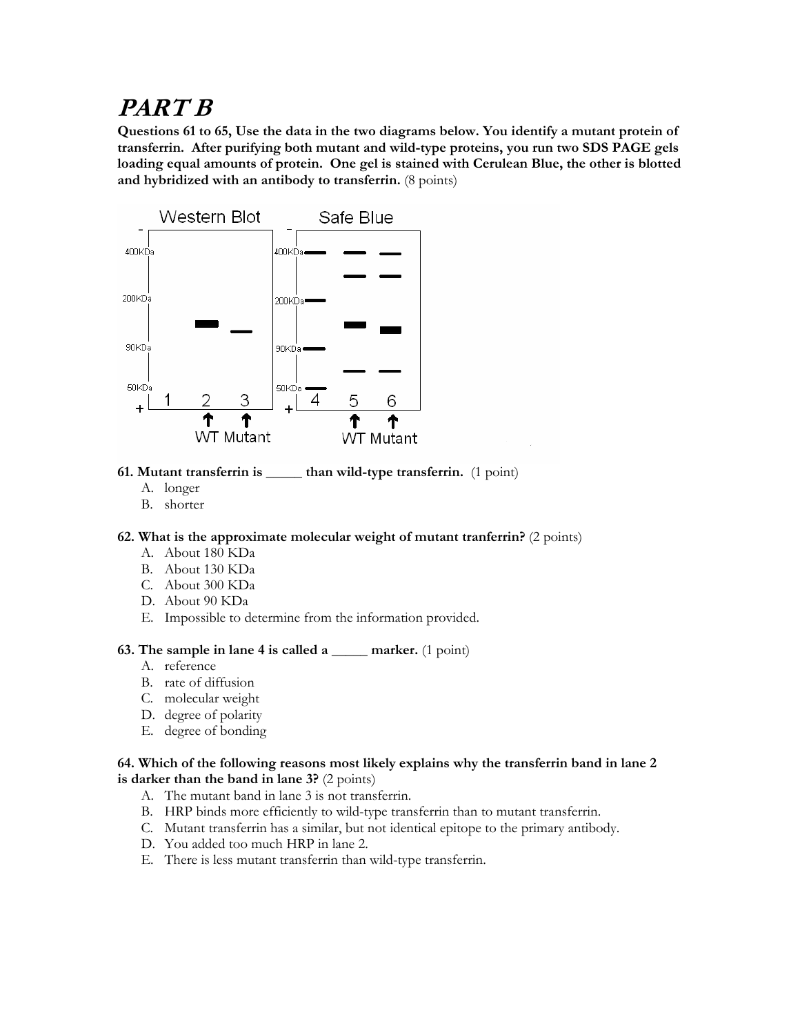# PART B

**Questions 61 to 65, Use the data in the two diagrams below. You identify a mutant protein of transferrin. After purifying both mutant and wild-type proteins, you run two SDS PAGE gels loading equal amounts of protein. One gel is stained with Cerulean Blue, the other is blotted and hybridized with an antibody to transferrin.** (8 points)

**61. Mutant transferrin is _____ than wild-type transferrin.** (1 point)

A. longer
B. shorter

**62. What is the approximate molecular weight of mutant tranferrin?** (2 points)

A. About 180 KDa
B. About 130 KDa
C. About 300 KDa
D. About 90 KDa
E. Impossible to determine from the information provided.

**63. The sample in lane 4 is called a _____ marker.** (1 point)

A. reference
B. rate of diffusion
C. molecular weight
D. degree of polarity
E. degree of bonding

**64. Which of the following reasons most likely explains why the transferrin band in lane 2 is darker than the band in lane 3?** (2 points)

A. The mutant band in lane 3 is not transferrin.
B. HRP binds more efficiently to wild-type transferrin than to mutant transferrin.
C. Mutant transferrin has a similar, but not identical epitope to the primary antibody.
D. You added too much HRP in lane 2.
E. There is less mutant transferrin than wild-type transferrin.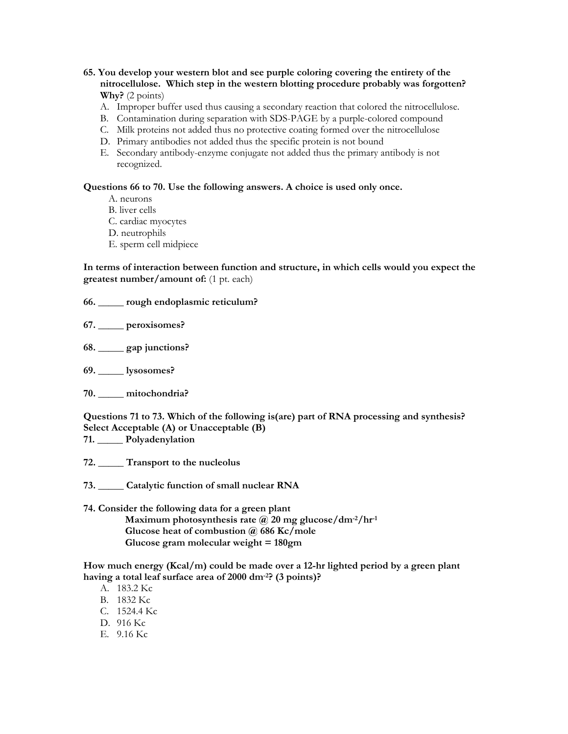**65. You develop your western blot and see purple coloring covering the entirety of the nitrocellulose. Which step in the western blotting procedure probably was forgotten? Why?** (2 points)

A. Improper buffer used thus causing a secondary reaction that colored the nitrocellulose.
B. Contamination during separation with SDS-PAGE by a purple-colored compound
C. Milk proteins not added thus no protective coating formed over the nitrocellulose
D. Primary antibodies not added thus the specific protein is not bound
E. Secondary antibody-enzyme conjugate not added thus the primary antibody is not recognized.

**Questions 66 to 70. Use the following answers. A choice is used only once.**

A. neurons
B. liver cells
C. cardiac myocytes
D. neutrophils
E. sperm cell midpiece

**In terms of interaction between function and structure, in which cells would you expect the greatest number/amount of:** (1 pt. each)

**66. _____ rough endoplasmic reticulum?**

**67. _____ peroxisomes?**

**68. _____ gap junctions?**

**69. _____ lysosomes?**

**70. _____ mitochondria?**

**Questions 71 to 73. Which of the following is(are) part of RNA processing and synthesis? Select Acceptable (A) or Unacceptable (B)**

**71. _____ Polyadenylation**

**72. _____ Transport to the nucleolus**

**73. _____ Catalytic function of small nuclear RNA**

**74. Consider the following data for a green plant**

**Maximum photosynthesis rate @ 20 mg glucose/$dm^{-2}$/$hr^{-1}$**
**Glucose heat of combustion @ 686 Kc/mole**
**Glucose gram molecular weight = 180gm**

**How much energy (Kcal/m) could be made over a 12-hr lighted period by a green plant having a total leaf surface area of 2000 $dm^{-2}$? (3 points)?**

A. 183.2 Kc
B. 1832 Kc
C. 1524.4 Kc
D. 916 Kc
E. 9.16 Kc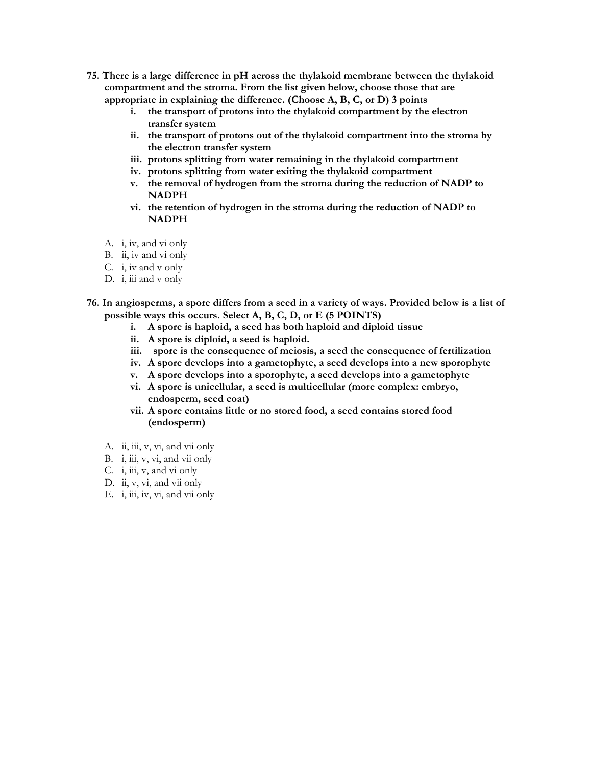**75. There is a large difference in pH across the thylakoid membrane between the thylakoid compartment and the stroma. From the list given below, choose those that are appropriate in explaining the difference. (Choose A, B, C, or D) 3 points**

- **i. the transport of protons into the thylakoid compartment by the electron transfer system**
- **ii. the transport of protons out of the thylakoid compartment into the stroma by the electron transfer system**
- **iii. protons splitting from water remaining in the thylakoid compartment**
- **iv. protons splitting from water exiting the thylakoid compartment**
- **v. the removal of hydrogen from the stroma during the reduction of NADP to NADPH**
- **vi. the retention of hydrogen in the stroma during the reduction of NADP to NADPH**

A. i, iv, and vi only
B. ii, iv and vi only
C. i, iv and v only
D. i, iii and v only

**76. In angiosperms, a spore differs from a seed in a variety of ways. Provided below is a list of possible ways this occurs. Select A, B, C, D, or E (5 POINTS)**

- **i. A spore is haploid, a seed has both haploid and diploid tissue**
- **ii. A spore is diploid, a seed is haploid.**
- **iii. spore is the consequence of meiosis, a seed the consequence of fertilization**
- **iv. A spore develops into a gametophyte, a seed develops into a new sporophyte**
- **v. A spore develops into a sporophyte, a seed develops into a gametophyte**
- **vi. A spore is unicellular, a seed is multicellular (more complex: embryo, endosperm, seed coat)**
- **vii. A spore contains little or no stored food, a seed contains stored food (endosperm)**

A. ii, iii, v, vi, and vii only
B. i, iii, v, vi, and vii only
C. i, iii, v, and vi only
D. ii, v, vi, and vii only
E. i, iii, iv, vi, and vii only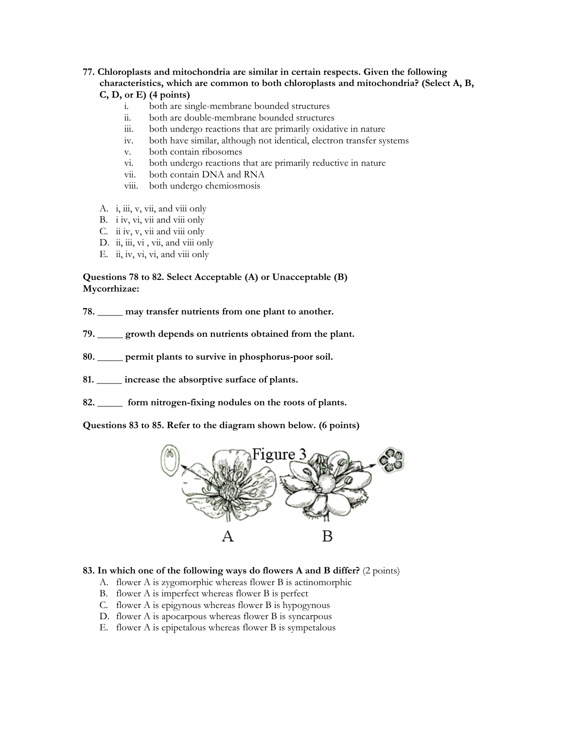**77. Chloroplasts and mitochondria are similar in certain respects. Given the following characteristics, which are common to both chloroplasts and mitochondria? (Select A, B, C, D, or E) (4 points)**

i. both are single-membrane bounded structures
ii. both are double-membrane bounded structures
iii. both undergo reactions that are primarily oxidative in nature
iv. both have similar, although not identical, electron transfer systems
v. both contain ribosomes
vi. both undergo reactions that are primarily reductive in nature
vii. both contain DNA and RNA
viii. both undergo chemiosmosis

A. i, iii, v, vii, and viii only
B. i iv, vi, vii and viii only
C. ii iv, v, vii and viii only
D. ii, iii, vi , vii, and viii only
E. ii, iv, vi, vi, and viii only

**Questions 78 to 82. Select Acceptable (A) or Unacceptable (B)**
**Mycorrhizae:**

**78. _____ may transfer nutrients from one plant to another.**

**79. _____ growth depends on nutrients obtained from the plant.**

**80. _____ permit plants to survive in phosphorus-poor soil.**

**81. _____ increase the absorptive surface of plants.**

**82. _____ form nitrogen-fixing nodules on the roots of plants.**

**Questions 83 to 85. Refer to the diagram shown below. (6 points)**

Figure 3

A B

**83. In which one of the following ways do flowers A and B differ?** (2 points)

A. flower A is zygomorphic whereas flower B is actinomorphic
B. flower A is imperfect whereas flower B is perfect
C. flower A is epigynous whereas flower B is hypogynous
D. flower A is apocarpous whereas flower B is syncarpous
E. flower A is epipetalous whereas flower B is sympetalous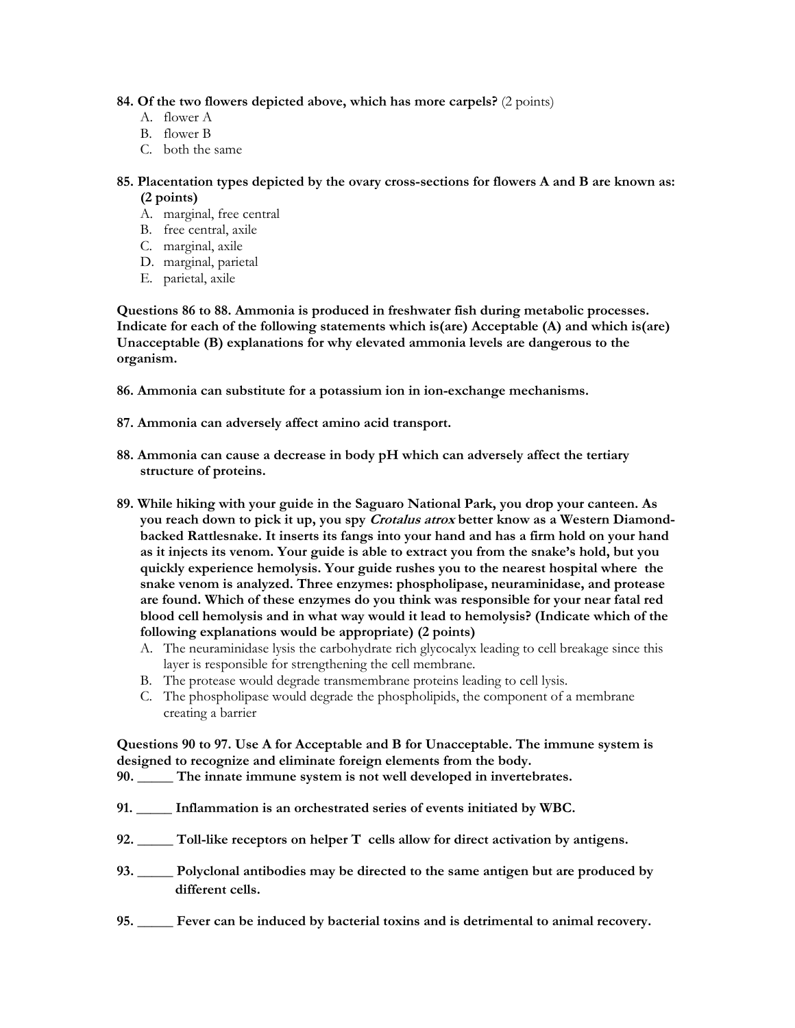**84. Of the two flowers depicted above, which has more carpels?** (2 points)

A. flower A
B. flower B
C. both the same

**85. Placentation types depicted by the ovary cross-sections for flowers A and B are known as: (2 points)**

A. marginal, free central
B. free central, axile
C. marginal, axile
D. marginal, parietal
E. parietal, axile

**Questions 86 to 88. Ammonia is produced in freshwater fish during metabolic processes. Indicate for each of the following statements which is(are) Acceptable (A) and which is(are) Unacceptable (B) explanations for why elevated ammonia levels are dangerous to the organism.**

**86. Ammonia can substitute for a potassium ion in ion-exchange mechanisms.**

**87. Ammonia can adversely affect amino acid transport.**

**88. Ammonia can cause a decrease in body pH which can adversely affect the tertiary structure of proteins.**

**89. While hiking with your guide in the Saguaro National Park, you drop your canteen. As you reach down to pick it up, you spy *Crotalus atrox* better know as a Western Diamond-backed Rattlesnake. It inserts its fangs into your hand and has a firm hold on your hand as it injects its venom. Your guide is able to extract you from the snake's hold, but you quickly experience hemolysis. Your guide rushes you to the nearest hospital where the snake venom is analyzed. Three enzymes: phospholipase, neuraminidase, and protease are found. Which of these enzymes do you think was responsible for your near fatal red blood cell hemolysis and in what way would it lead to hemolysis? (Indicate which of the following explanations would be appropriate) (2 points)**

A. The neuraminidase lysis the carbohydrate rich glycocalyx leading to cell breakage since this layer is responsible for strengthening the cell membrane.
B. The protease would degrade transmembrane proteins leading to cell lysis.
C. The phospholipase would degrade the phospholipids, the component of a membrane creating a barrier

**Questions 90 to 97. Use A for Acceptable and B for Unacceptable. The immune system is designed to recognize and eliminate foreign elements from the body.**

**90. _____ The innate immune system is not well developed in invertebrates.**

**91. _____ Inflammation is an orchestrated series of events initiated by WBC.**

**92. _____ Toll-like receptors on helper T cells allow for direct activation by antigens.**

**93. _____ Polyclonal antibodies may be directed to the same antigen but are produced by different cells.**

**95. _____ Fever can be induced by bacterial toxins and is detrimental to animal recovery.**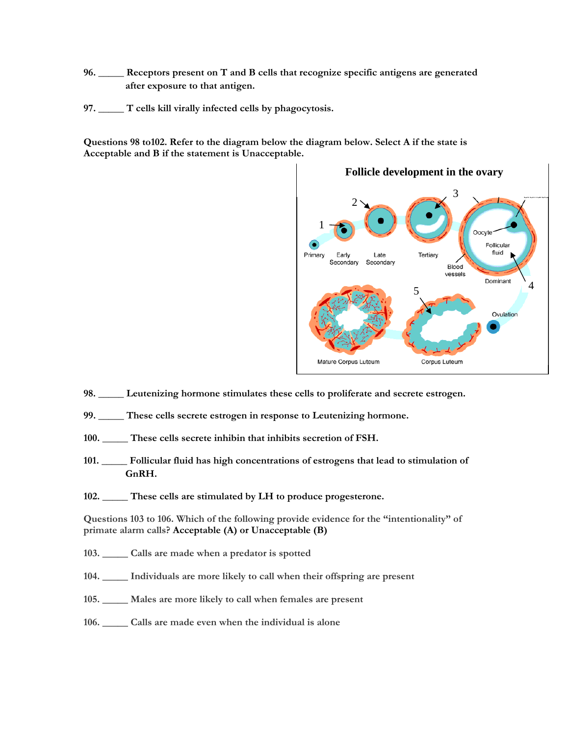96. _____ **Receptors present on T and B cells that recognize specific antigens are generated after exposure to that antigen.**

97. _____ **T cells kill virally infected cells by phagocytosis.**

**Questions 98 to102. Refer to the diagram below the diagram below. Select A if the state is Acceptable and B if the statement is Unacceptable.**

**Follicle development in the ovary**

98. _____ **Leutenizing hormone stimulates these cells to proliferate and secrete estrogen.**

99. _____ **These cells secrete estrogen in response to Leutenizing hormone.**

100. _____ **These cells secrete inhibin that inhibits secretion of FSH.**

101. _____ **Follicular fluid has high concentrations of estrogens that lead to stimulation of GnRH.**

102. _____ **These cells are stimulated by LH to produce progesterone.**

Questions 103 to 106. Which of the following provide evidence for the "intentionality" of primate alarm calls? **Acceptable (A) or Unacceptable (B)**

103. _____ Calls are made when a predator is spotted

104. _____ Individuals are more likely to call when their offspring are present

105. _____ Males are more likely to call when females are present

106. _____ Calls are made even when the individual is alone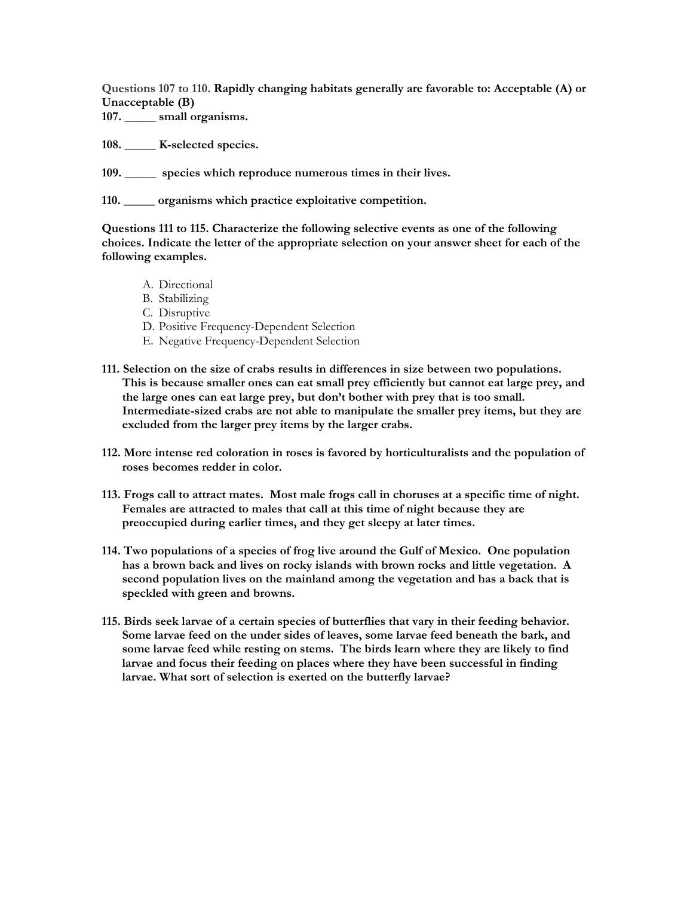**Questions 107 to 110. Rapidly changing habitats generally are favorable to: Acceptable (A) or Unacceptable (B)**

**107. _____ small organisms.**

**108. _____ K-selected species.**

**109. _____ species which reproduce numerous times in their lives.**

**110. _____ organisms which practice exploitative competition.**

**Questions 111 to 115. Characterize the following selective events as one of the following choices. Indicate the letter of the appropriate selection on your answer sheet for each of the following examples.**

A. Directional
B. Stabilizing
C. Disruptive
D. Positive Frequency-Dependent Selection
E. Negative Frequency-Dependent Selection

**111. Selection on the size of crabs results in differences in size between two populations. This is because smaller ones can eat small prey efficiently but cannot eat large prey, and the large ones can eat large prey, but don't bother with prey that is too small. Intermediate-sized crabs are not able to manipulate the smaller prey items, but they are excluded from the larger prey items by the larger crabs.**

**112. More intense red coloration in roses is favored by horticulturalists and the population of roses becomes redder in color.**

**113. Frogs call to attract mates. Most male frogs call in choruses at a specific time of night. Females are attracted to males that call at this time of night because they are preoccupied during earlier times, and they get sleepy at later times.**

**114. Two populations of a species of frog live around the Gulf of Mexico. One population has a brown back and lives on rocky islands with brown rocks and little vegetation. A second population lives on the mainland among the vegetation and has a back that is speckled with green and browns.**

**115. Birds seek larvae of a certain species of butterflies that vary in their feeding behavior. Some larvae feed on the under sides of leaves, some larvae feed beneath the bark, and some larvae feed while resting on stems. The birds learn where they are likely to find larvae and focus their feeding on places where they have been successful in finding larvae. What sort of selection is exerted on the butterfly larvae?**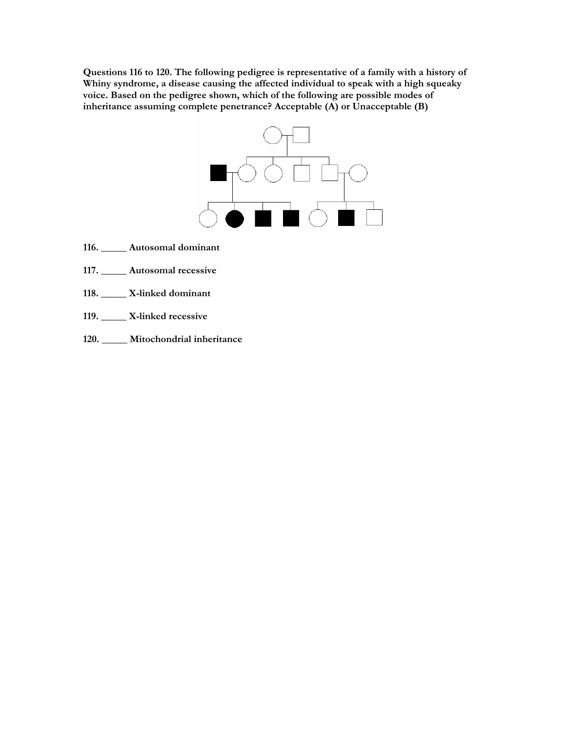**Questions 116 to 120. The following pedigree is representative of a family with a history of Whiny syndrome, a disease causing the affected individual to speak with a high squeaky voice. Based on the pedigree shown, which of the following are possible modes of inheritance assuming complete penetrance? Acceptable (A) or Unacceptable (B)**

**116. _____ Autosomal dominant**

**117. _____ Autosomal recessive**

**118. _____ X-linked dominant**

**119. _____ X-linked recessive**

**120. _____ Mitochondrial inheritance**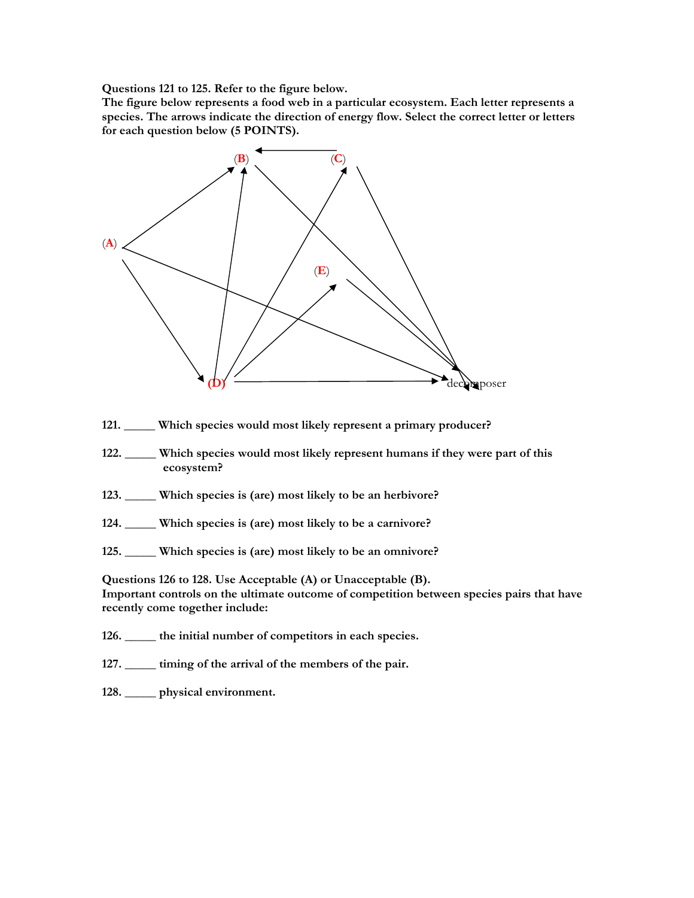**Questions 121 to 125. Refer to the figure below.**
**The figure below represents a food web in a particular ecosystem. Each letter represents a species. The arrows indicate the direction of energy flow. Select the correct letter or letters for each question below (5 POINTS).**

(B) (C) (A) (E) (D) decomposer

**121. _____ Which species would most likely represent a primary producer?**

**122. _____ Which species would most likely represent humans if they were part of this ecosystem?**

**123. _____ Which species is (are) most likely to be an herbivore?**

**124. _____ Which species is (are) most likely to be a carnivore?**

**125. _____ Which species is (are) most likely to be an omnivore?**

**Questions 126 to 128. Use Acceptable (A) or Unacceptable (B).**
**Important controls on the ultimate outcome of competition between species pairs that have recently come together include:**

**126. _____ the initial number of competitors in each species.**

**127. _____ timing of the arrival of the members of the pair.**

**128. _____ physical environment.**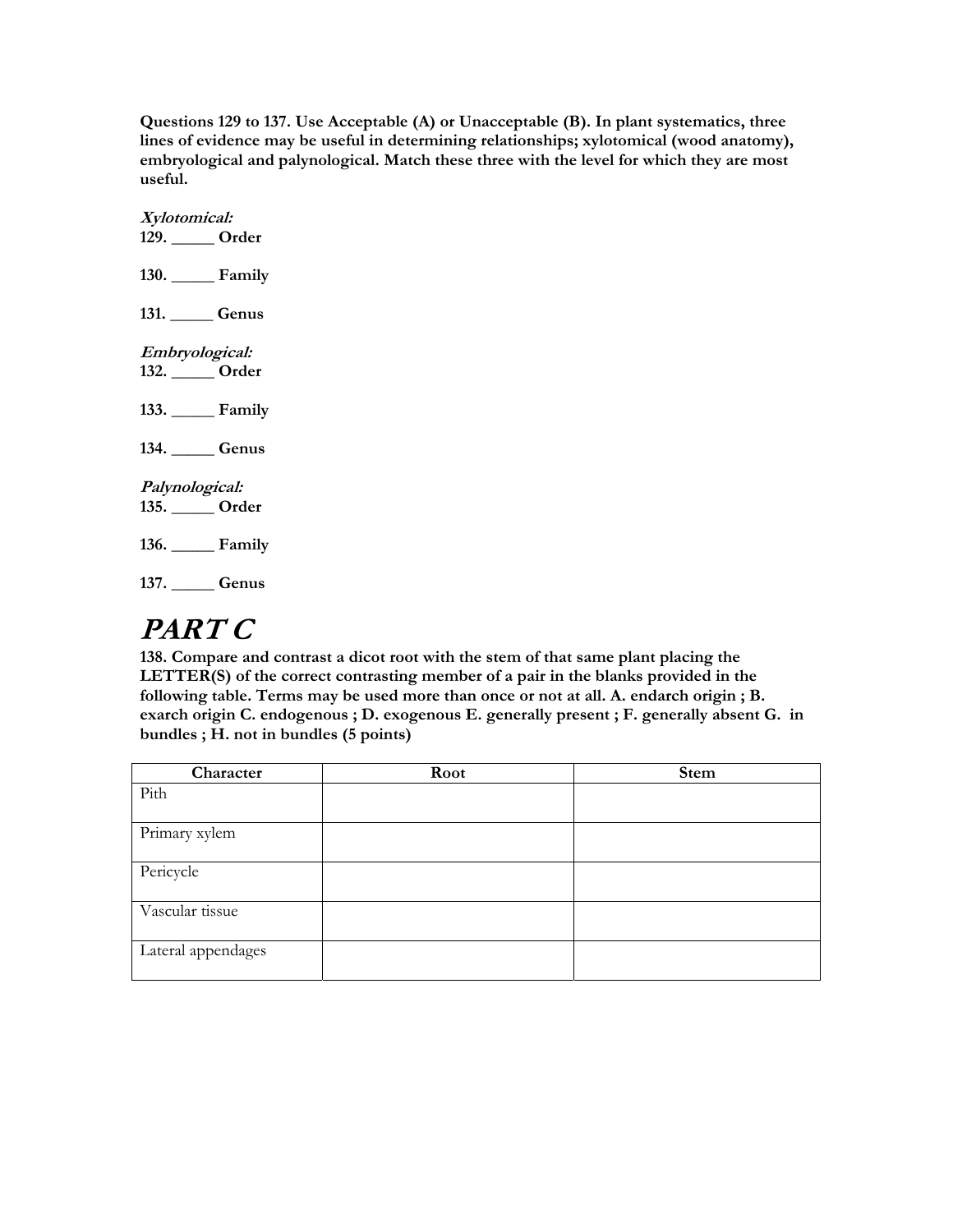**Questions 129 to 137. Use Acceptable (A) or Unacceptable (B). In plant systematics, three lines of evidence may be useful in determining relationships; xylotomical (wood anatomy), embryological and palynological. Match these three with the level for which they are most useful.**

***Xylotomical:***

**129. _____ Order**

**130. _____ Family**

**131. _____ Genus**

***Embryological:***

**132. _____ Order**

**133. _____ Family**

**134. _____ Genus**

***Palynological:***

**135. _____ Order**

**136. _____ Family**

**137. _____ Genus**

# *PART C*

**138. Compare and contrast a dicot root with the stem of that same plant placing the LETTER(S) of the correct contrasting member of a pair in the blanks provided in the following table. Terms may be used more than once or not at all. A. endarch origin ; B. exarch origin C. endogenous ; D. exogenous E. generally present ; F. generally absent G. in bundles ; H. not in bundles (5 points)**

| Character | Root | Stem |
|---|---|---|
| Pith | | |
| Primary xylem | | |
| Pericycle | | |
| Vascular tissue | | |
| Lateral appendages | | |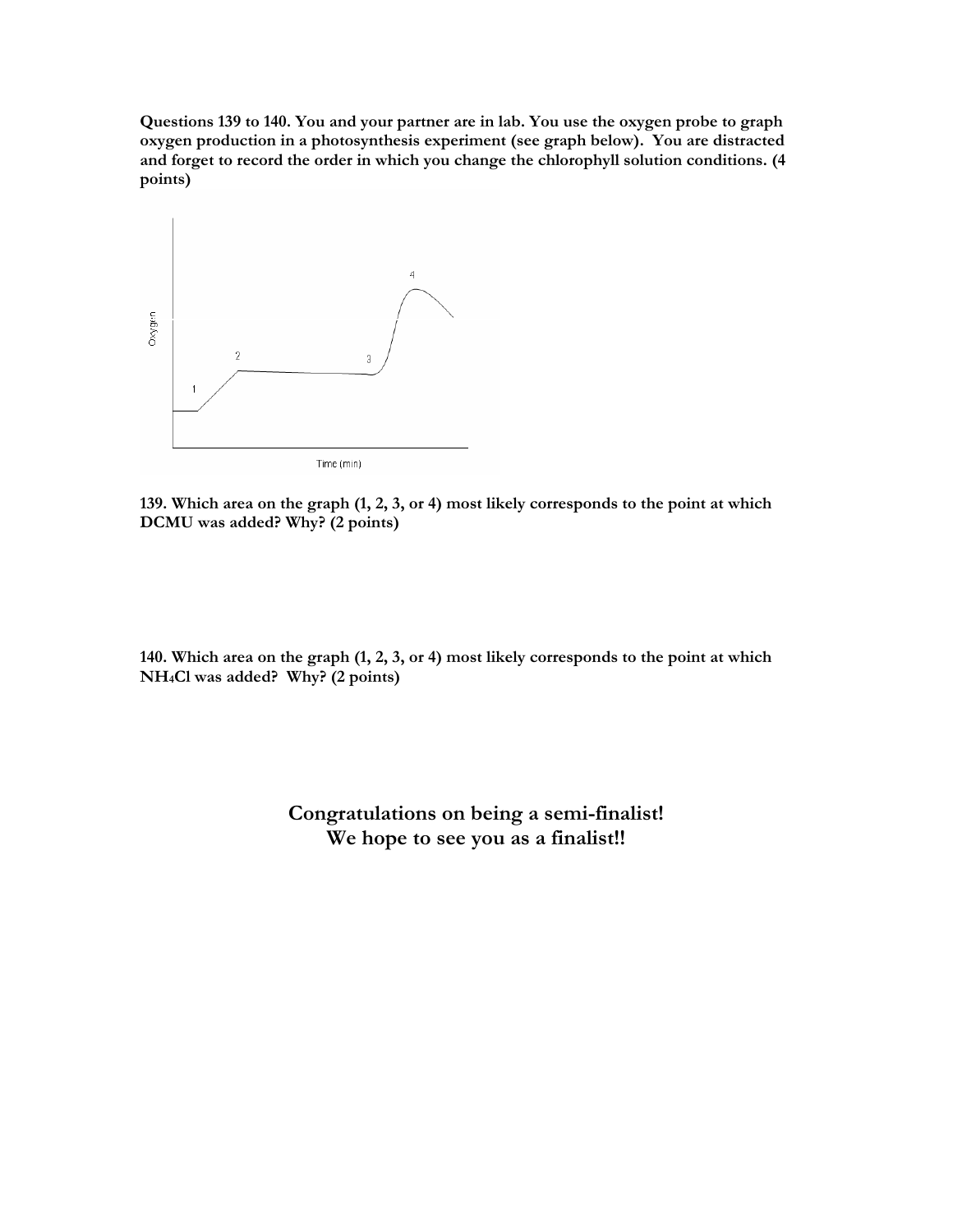**Questions 139 to 140. You and your partner are in lab. You use the oxygen probe to graph oxygen production in a photosynthesis experiment (see graph below). You are distracted and forget to record the order in which you change the chlorophyll solution conditions. (4 points)**

Oxygen

1

2

3

4

Time (min)

**139. Which area on the graph (1, 2, 3, or 4) most likely corresponds to the point at which DCMU was added? Why? (2 points)**

**140. Which area on the graph (1, 2, 3, or 4) most likely corresponds to the point at which $NH_4Cl$ was added? Why? (2 points)**

## Congratulations on being a semi-finalist! We hope to see you as a finalist!!